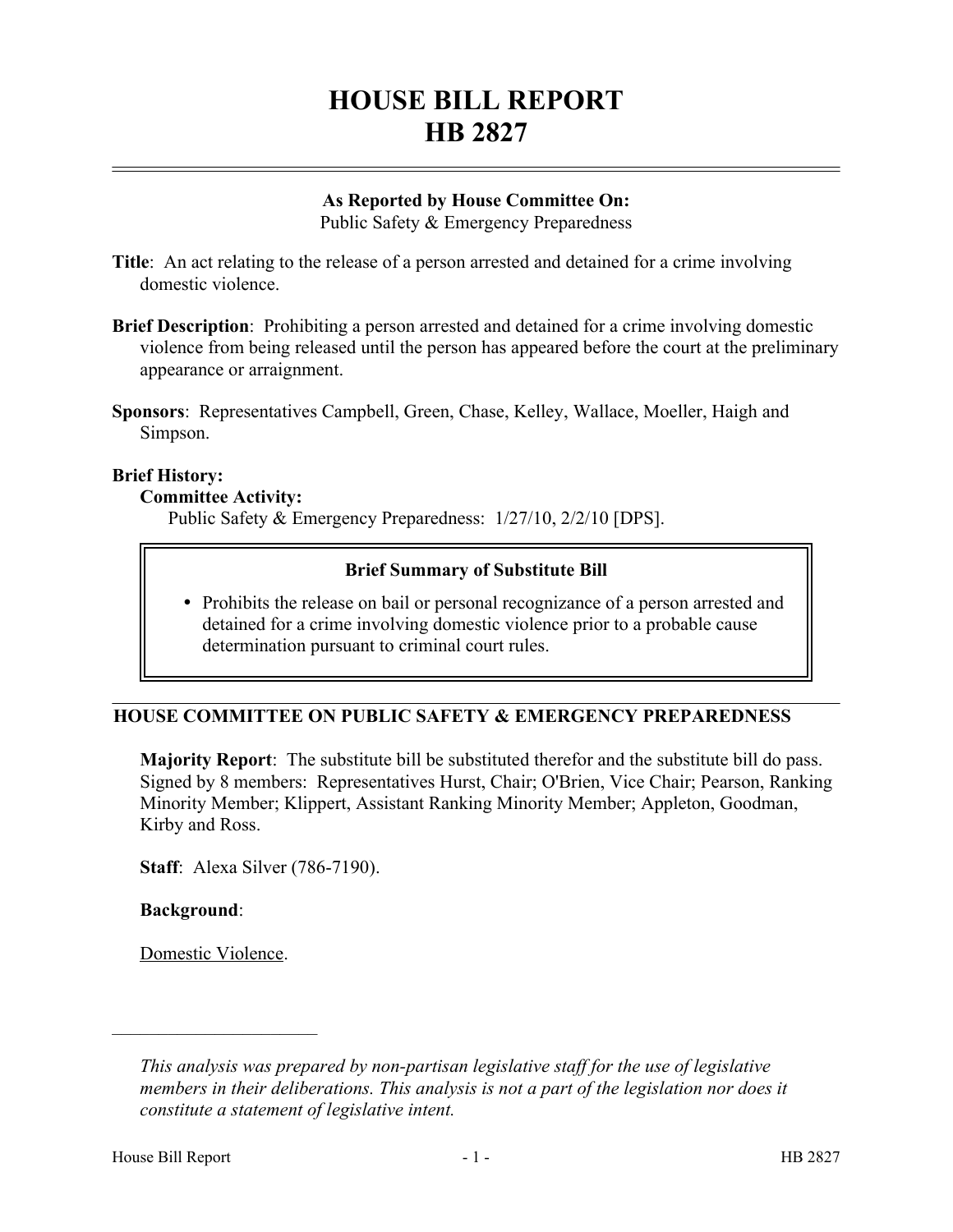# HOUSE BILL REPORT
# HB 2827

**As Reported by House Committee On:**
Public Safety & Emergency Preparedness

**Title**: An act relating to the release of a person arrested and detained for a crime involving domestic violence.

**Brief Description**: Prohibiting a person arrested and detained for a crime involving domestic violence from being released until the person has appeared before the court at the preliminary appearance or arraignment.

**Sponsors**: Representatives Campbell, Green, Chase, Kelley, Wallace, Moeller, Haigh and Simpson.

**Brief History:**

**Committee Activity:**

Public Safety & Emergency Preparedness: 1/27/10, 2/2/10 [DPS].

**Brief Summary of Substitute Bill**

- Prohibits the release on bail or personal recognizance of a person arrested and detained for a crime involving domestic violence prior to a probable cause determination pursuant to criminal court rules.

## HOUSE COMMITTEE ON PUBLIC SAFETY & EMERGENCY PREPAREDNESS

**Majority Report**: The substitute bill be substituted therefor and the substitute bill do pass. Signed by 8 members: Representatives Hurst, Chair; O'Brien, Vice Chair; Pearson, Ranking Minority Member; Klippert, Assistant Ranking Minority Member; Appleton, Goodman, Kirby and Ross.

**Staff**: Alexa Silver (786-7190).

**Background**:

Domestic Violence.

---

*This analysis was prepared by non-partisan legislative staff for the use of legislative members in their deliberations. This analysis is not a part of the legislation nor does it constitute a statement of legislative intent.*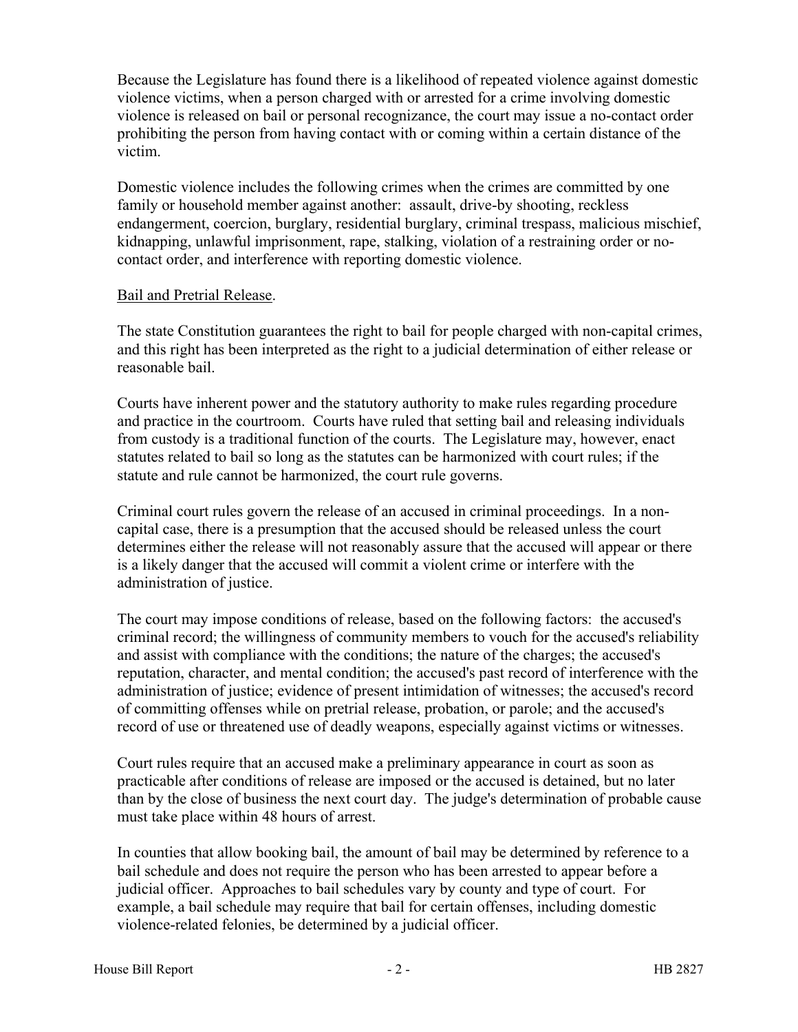Because the Legislature has found there is a likelihood of repeated violence against domestic violence victims, when a person charged with or arrested for a crime involving domestic violence is released on bail or personal recognizance, the court may issue a no-contact order prohibiting the person from having contact with or coming within a certain distance of the victim.

Domestic violence includes the following crimes when the crimes are committed by one family or household member against another: assault, drive-by shooting, reckless endangerment, coercion, burglary, residential burglary, criminal trespass, malicious mischief, kidnapping, unlawful imprisonment, rape, stalking, violation of a restraining order or no-contact order, and interference with reporting domestic violence.

Bail and Pretrial Release.

The state Constitution guarantees the right to bail for people charged with non-capital crimes, and this right has been interpreted as the right to a judicial determination of either release or reasonable bail.

Courts have inherent power and the statutory authority to make rules regarding procedure and practice in the courtroom. Courts have ruled that setting bail and releasing individuals from custody is a traditional function of the courts. The Legislature may, however, enact statutes related to bail so long as the statutes can be harmonized with court rules; if the statute and rule cannot be harmonized, the court rule governs.

Criminal court rules govern the release of an accused in criminal proceedings. In a non-capital case, there is a presumption that the accused should be released unless the court determines either the release will not reasonably assure that the accused will appear or there is a likely danger that the accused will commit a violent crime or interfere with the administration of justice.

The court may impose conditions of release, based on the following factors: the accused's criminal record; the willingness of community members to vouch for the accused's reliability and assist with compliance with the conditions; the nature of the charges; the accused's reputation, character, and mental condition; the accused's past record of interference with the administration of justice; evidence of present intimidation of witnesses; the accused's record of committing offenses while on pretrial release, probation, or parole; and the accused's record of use or threatened use of deadly weapons, especially against victims or witnesses.

Court rules require that an accused make a preliminary appearance in court as soon as practicable after conditions of release are imposed or the accused is detained, but no later than by the close of business the next court day. The judge's determination of probable cause must take place within 48 hours of arrest.

In counties that allow booking bail, the amount of bail may be determined by reference to a bail schedule and does not require the person who has been arrested to appear before a judicial officer. Approaches to bail schedules vary by county and type of court. For example, a bail schedule may require that bail for certain offenses, including domestic violence-related felonies, be determined by a judicial officer.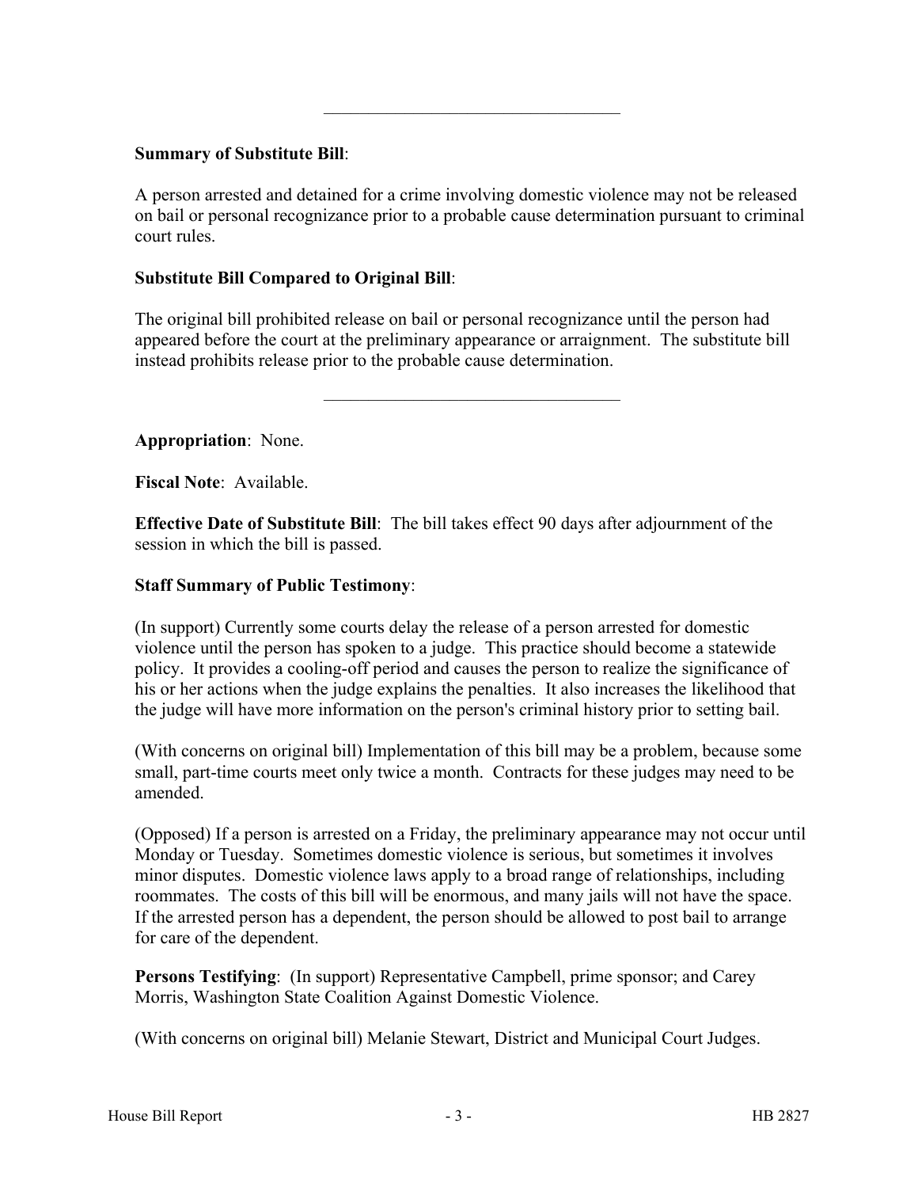---

**Summary of Substitute Bill**:

A person arrested and detained for a crime involving domestic violence may not be released on bail or personal recognizance prior to a probable cause determination pursuant to criminal court rules.

**Substitute Bill Compared to Original Bill**:

The original bill prohibited release on bail or personal recognizance until the person had appeared before the court at the preliminary appearance or arraignment. The substitute bill instead prohibits release prior to the probable cause determination.

---

**Appropriation**: None.

**Fiscal Note**: Available.

**Effective Date of Substitute Bill**: The bill takes effect 90 days after adjournment of the session in which the bill is passed.

**Staff Summary of Public Testimony**:

(In support) Currently some courts delay the release of a person arrested for domestic violence until the person has spoken to a judge. This practice should become a statewide policy. It provides a cooling-off period and causes the person to realize the significance of his or her actions when the judge explains the penalties. It also increases the likelihood that the judge will have more information on the person's criminal history prior to setting bail.

(With concerns on original bill) Implementation of this bill may be a problem, because some small, part-time courts meet only twice a month. Contracts for these judges may need to be amended.

(Opposed) If a person is arrested on a Friday, the preliminary appearance may not occur until Monday or Tuesday. Sometimes domestic violence is serious, but sometimes it involves minor disputes. Domestic violence laws apply to a broad range of relationships, including roommates. The costs of this bill will be enormous, and many jails will not have the space. If the arrested person has a dependent, the person should be allowed to post bail to arrange for care of the dependent.

**Persons Testifying**: (In support) Representative Campbell, prime sponsor; and Carey Morris, Washington State Coalition Against Domestic Violence.

(With concerns on original bill) Melanie Stewart, District and Municipal Court Judges.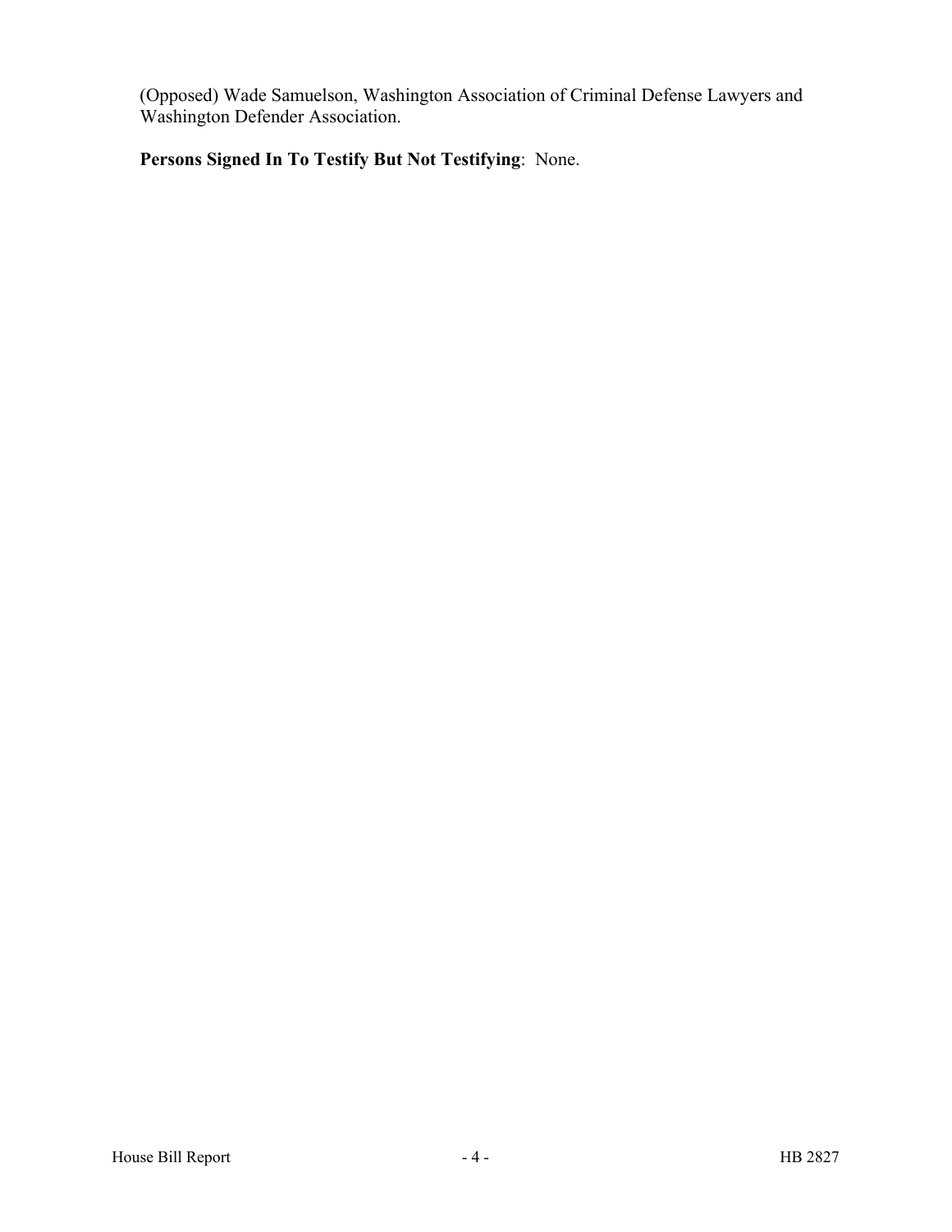(Opposed) Wade Samuelson, Washington Association of Criminal Defense Lawyers and Washington Defender Association.

**Persons Signed In To Testify But Not Testifying**: None.